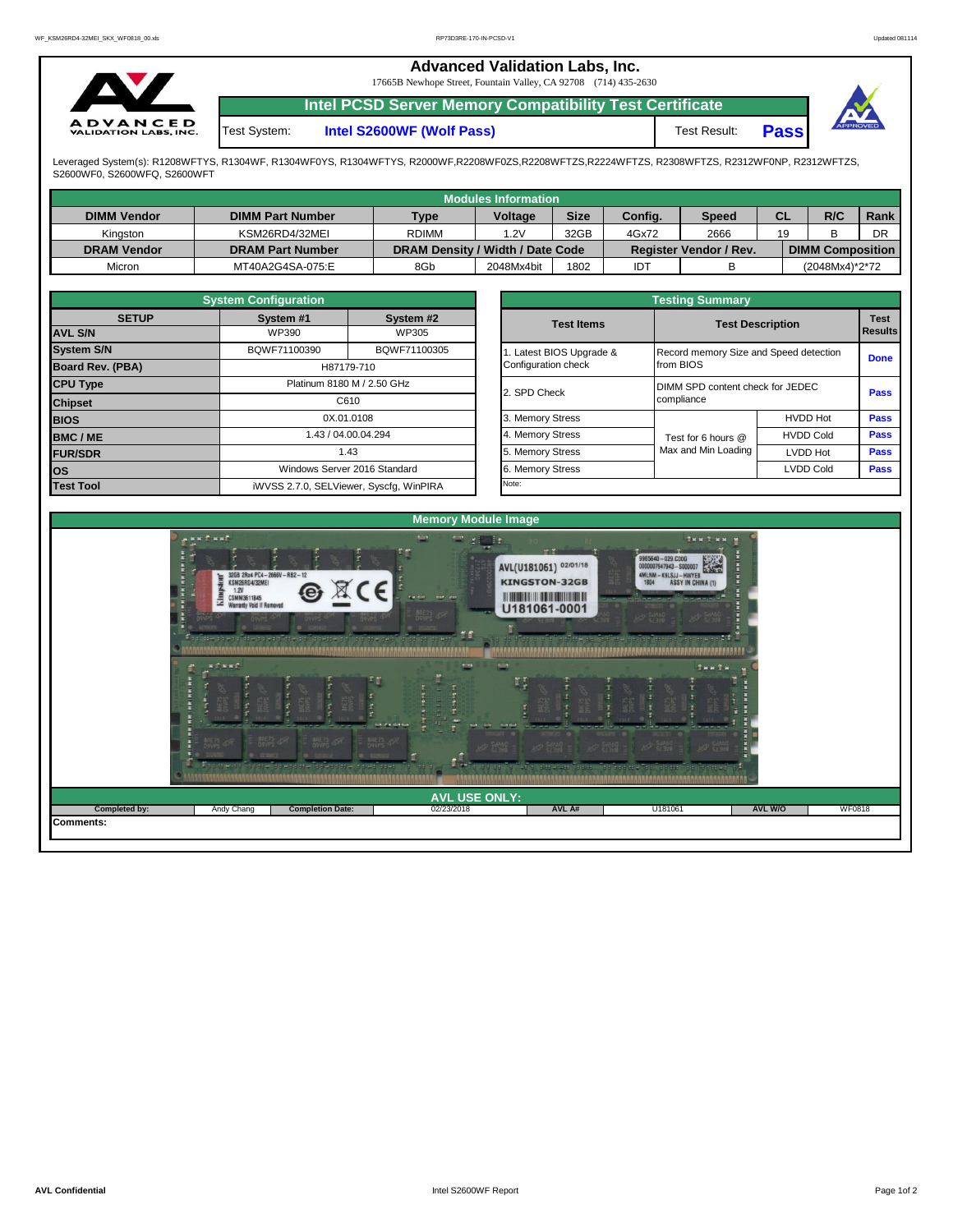# Advanced Validation Labs, Inc.

17665B Newhope Street, Fountain Valley, CA 92708 (714) 435-2630

## Intel PCSD Server Memory Compatibility Test Certificate

Test System: **Intel S2600WF (Wolf Pass)** Test Result: **Pass**

Leveraged System(s): R1208WFTYS, R1304WF, R1304WF0YS, R1304WFTYS, R2000WF,R2208WF0ZS,R2208WFTZS,R2224WFTZS, R2308WFTZS, R2312WF0NP, R2312WFTZS, S2600WF0, S2600WFQ, S2600WFT

| Modules Information | | | | | | | | | |
|---|---|---|---|---|---|---|---|---|---|
| **DIMM Vendor** | **DIMM Part Number** | **Type** | **Voltage** | **Size** | **Config.** | **Speed** | **CL** | **R/C** | **Rank** |
| Kingston | KSM26RD4/32MEI | RDIMM | 1.2V | 32GB | 4Gx72 | 2666 | 19 | B | DR |
| **DRAM Vendor** | **DRAM Part Number** | **DRAM Density / Width / Date Code** | | | **Register Vendor / Rev.** | | **DIMM Composition** | | |
| Micron | MT40A2G4SA-075:E | 8Gb | 2048Mx4bit | 1802 | IDT | B | (2048Mx4)*2*72 | | |

| System Configuration | | |
|---|---|---|
| **SETUP** | **System #1** | **System #2** |
| **AVL S/N** | WP390 | WP305 |
| **System S/N** | BQWF71100390 | BQWF71100305 |
| **Board Rev. (PBA)** | H87179-710 | |
| **CPU Type** | Platinum 8180 M / 2.50 GHz | |
| **Chipset** | C610 | |
| **BIOS** | 0X.01.0108 | |
| **BMC / ME** | 1.43 / 04.00.04.294 | |
| **FUR/SDR** | 1.43 | |
| **OS** | Windows Server 2016 Standard | |
| **Test Tool** | iWVSS 2.7.0, SELViewer, Syscfg, WinPIRA | |

| Testing Summary | | | |
|---|---|---|---|
| **Test Items** | **Test Description** | | **Test Results** |
| 1. Latest BIOS Upgrade & Configuration check | Record memory Size and Speed detection from BIOS | | **Done** |
| 2. SPD Check | DIMM SPD content check for JEDEC compliance | | **Pass** |
| 3. Memory Stress | Test for 6 hours @ Max and Min Loading | HVDD Hot | **Pass** |
| 4. Memory Stress | | HVDD Cold | **Pass** |
| 5. Memory Stress | | LVDD Hot | **Pass** |
| 6. Memory Stress | | LVDD Cold | **Pass** |
| Note: | | | |

## Memory Module Image

| AVL USE ONLY: | | | | | | | |
|---|---|---|---|---|---|---|---|
| **Completed by:** | Andy Chang | **Completion Date:** | 02/23/2018 | **AVL A#** | U181061 | **AVL W/O** | WF0818 |

**Comments:**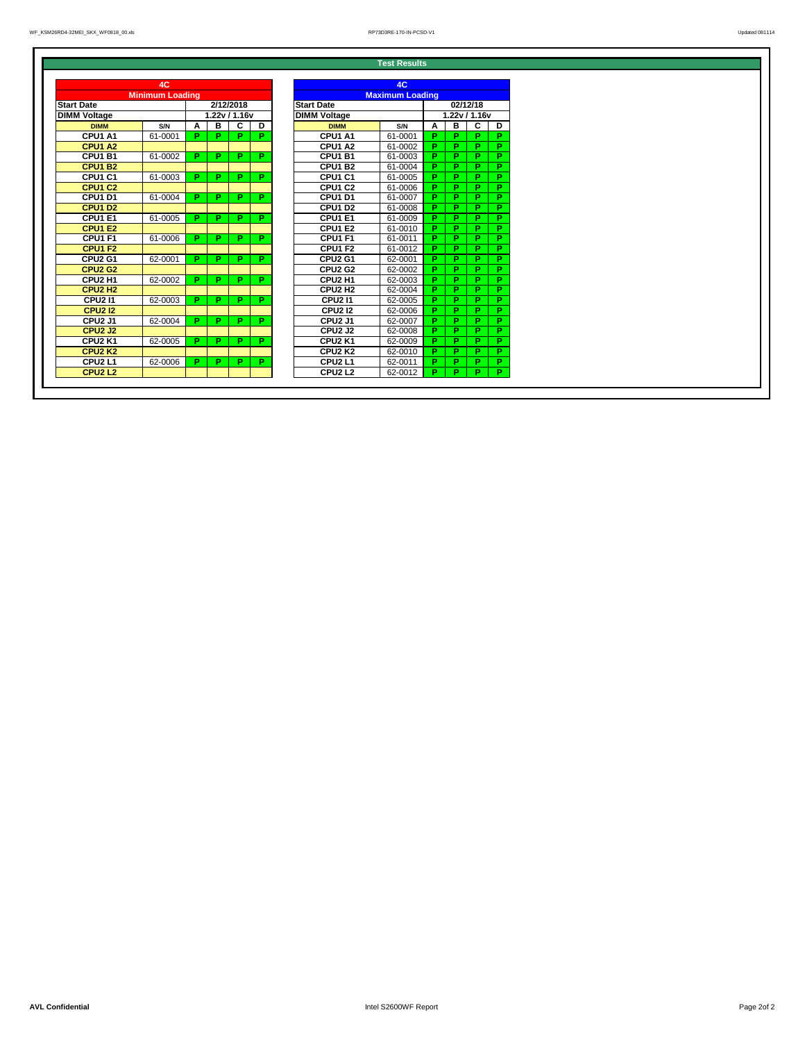## Test Results

| 4C Minimum Loading | | | | | |
|---|---|---|---|---|---|
| Start Date | | 2/12/2018 | | | |
| DIMM Voltage | | 1.22v / 1.16v | | | |
| DIMM | S/N | A | B | C | D |
| CPU1 A1 | 61-0001 | P | P | P | P |
| CPU1 A2 | | | | | |
| CPU1 B1 | 61-0002 | P | P | P | P |
| CPU1 B2 | | | | | |
| CPU1 C1 | 61-0003 | P | P | P | P |
| CPU1 C2 | | | | | |
| CPU1 D1 | 61-0004 | P | P | P | P |
| CPU1 D2 | | | | | |
| CPU1 E1 | 61-0005 | P | P | P | P |
| CPU1 E2 | | | | | |
| CPU1 F1 | 61-0006 | P | P | P | P |
| CPU1 F2 | | | | | |
| CPU2 G1 | 62-0001 | P | P | P | P |
| CPU2 G2 | | | | | |
| CPU2 H1 | 62-0002 | P | P | P | P |
| CPU2 H2 | | | | | |
| CPU2 I1 | 62-0003 | P | P | P | P |
| CPU2 I2 | | | | | |
| CPU2 J1 | 62-0004 | P | P | P | P |
| CPU2 J2 | | | | | |
| CPU2 K1 | 62-0005 | P | P | P | P |
| CPU2 K2 | | | | | |
| CPU2 L1 | 62-0006 | P | P | P | P |
| CPU2 L2 | | | | | |

| 4C Maximum Loading | | | | | |
|---|---|---|---|---|---|
| Start Date | | 02/12/18 | | | |
| DIMM Voltage | | 1.22v / 1.16v | | | |
| DIMM | S/N | A | B | C | D |
| CPU1 A1 | 61-0001 | P | P | P | P |
| CPU1 A2 | 61-0002 | P | P | P | P |
| CPU1 B1 | 61-0003 | P | P | P | P |
| CPU1 B2 | 61-0004 | P | P | P | P |
| CPU1 C1 | 61-0005 | P | P | P | P |
| CPU1 C2 | 61-0006 | P | P | P | P |
| CPU1 D1 | 61-0007 | P | P | P | P |
| CPU1 D2 | 61-0008 | P | P | P | P |
| CPU1 E1 | 61-0009 | P | P | P | P |
| CPU1 E2 | 61-0010 | P | P | P | P |
| CPU1 F1 | 61-0011 | P | P | P | P |
| CPU1 F2 | 61-0012 | P | P | P | P |
| CPU2 G1 | 62-0001 | P | P | P | P |
| CPU2 G2 | 62-0002 | P | P | P | P |
| CPU2 H1 | 62-0003 | P | P | P | P |
| CPU2 H2 | 62-0004 | P | P | P | P |
| CPU2 I1 | 62-0005 | P | P | P | P |
| CPU2 I2 | 62-0006 | P | P | P | P |
| CPU2 J1 | 62-0007 | P | P | P | P |
| CPU2 J2 | 62-0008 | P | P | P | P |
| CPU2 K1 | 62-0009 | P | P | P | P |
| CPU2 K2 | 62-0010 | P | P | P | P |
| CPU2 L1 | 62-0011 | P | P | P | P |
| CPU2 L2 | 62-0012 | P | P | P | P |